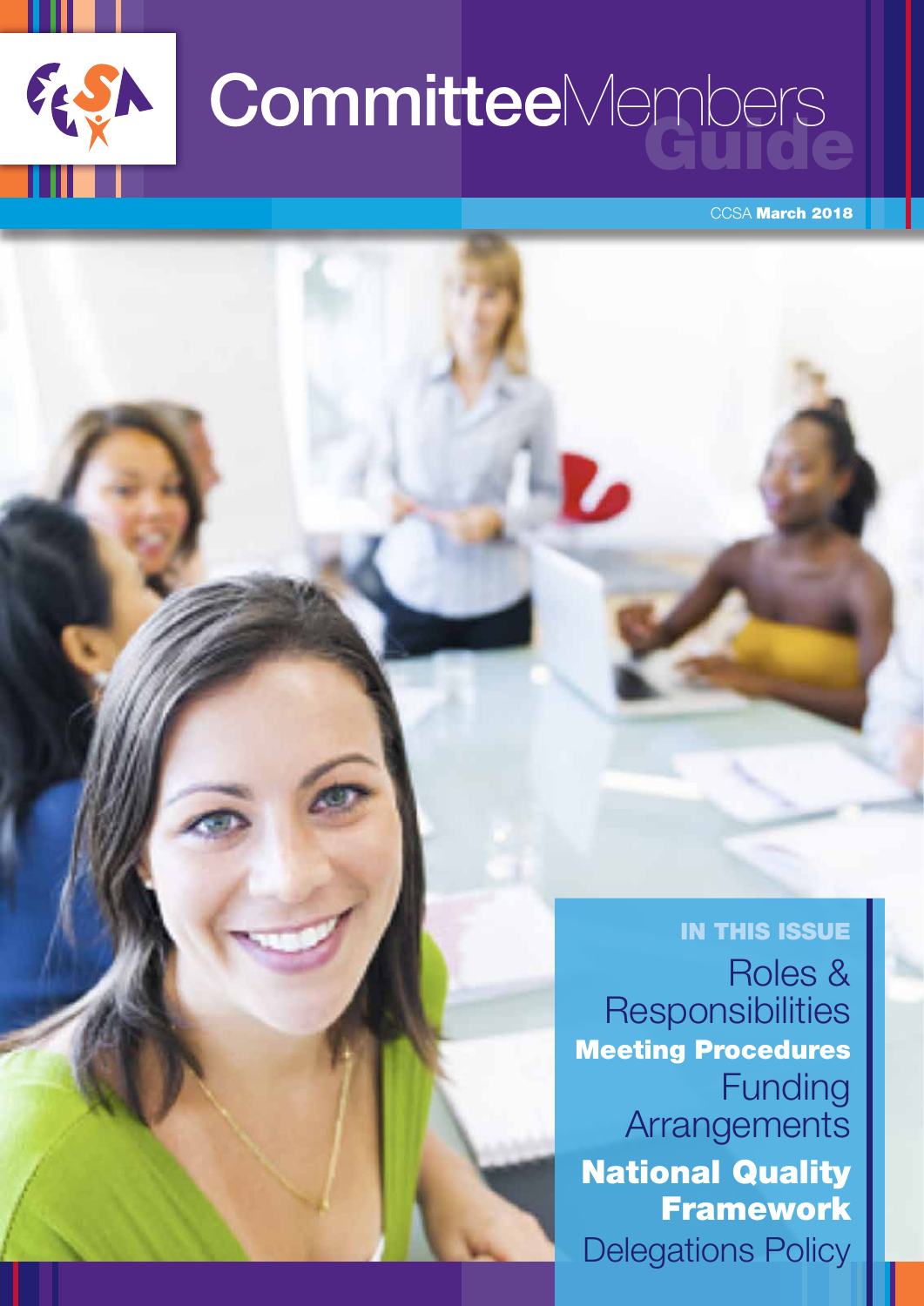# Committee Members Guide

CCSA **March 2018**

**IN THIS ISSUE**

Roles & Responsibilities

**Meeting Procedures**

Funding Arrangements

**National Quality Framework**

Delegations Policy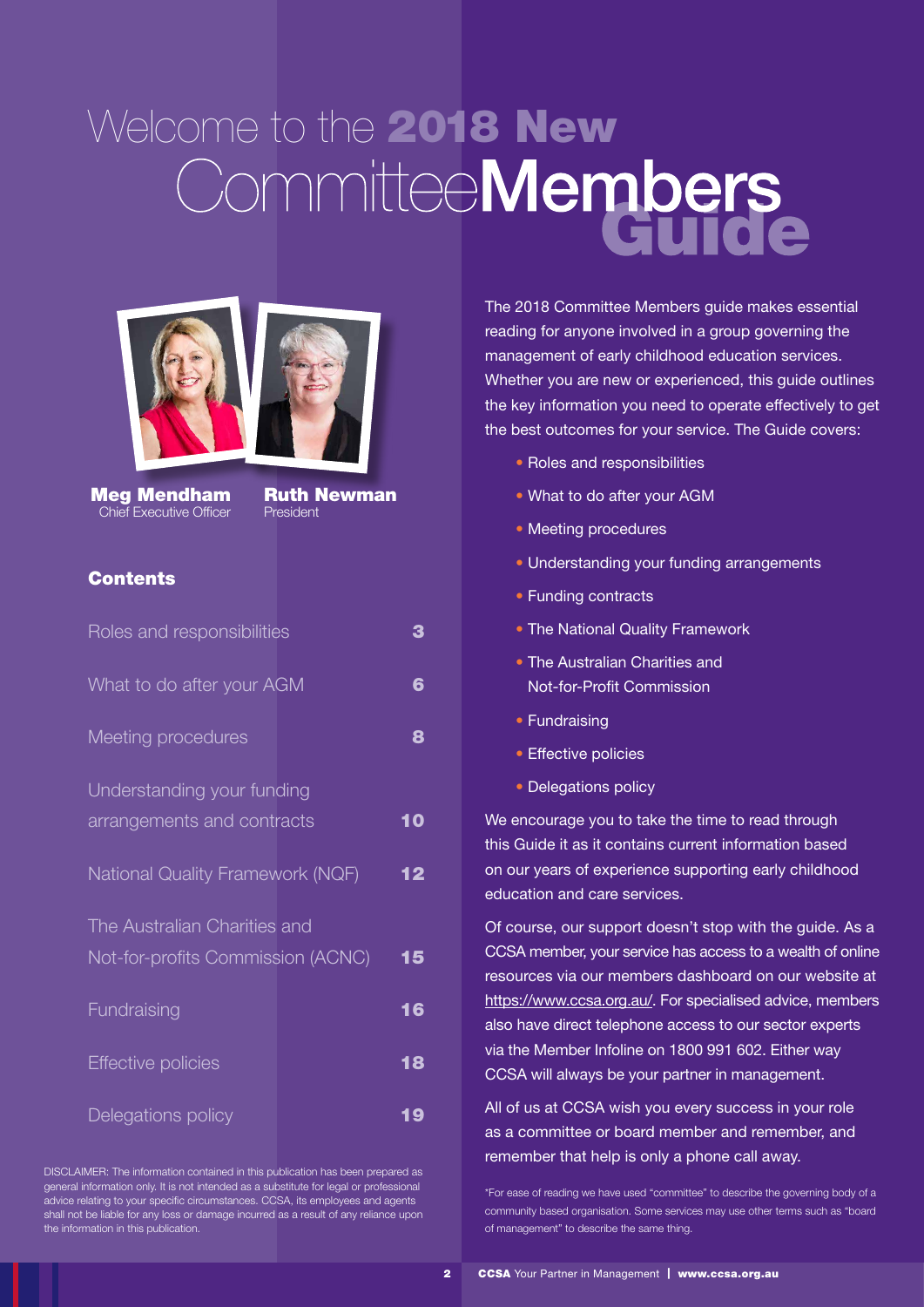# Welcome to the 2018 New Committee Members Guide

**Meg Mendham**
Chief Executive Officer

**Ruth Newman**
President

## Contents

| | |
|---|---|
| Roles and responsibilities | 3 |
| What to do after your AGM | 6 |
| Meeting procedures | 8 |
| Understanding your funding arrangements and contracts | 10 |
| National Quality Framework (NQF) | 12 |
| The Australian Charities and Not-for-profits Commission (ACNC) | 15 |
| Fundraising | 16 |
| Effective policies | 18 |
| Delegations policy | 19 |

DISCLAIMER: The information contained in this publication has been prepared as general information only. It is not intended as a substitute for legal or professional advice relating to your specific circumstances. CCSA, its employees and agents shall not be liable for any loss or damage incurred as a result of any reliance upon the information in this publication.

The 2018 Committee Members guide makes essential reading for anyone involved in a group governing the management of early childhood education services. Whether you are new or experienced, this guide outlines the key information you need to operate effectively to get the best outcomes for your service. The Guide covers:

- Roles and responsibilities
- What to do after your AGM
- Meeting procedures
- Understanding your funding arrangements
- Funding contracts
- The National Quality Framework
- The Australian Charities and Not-for-Profit Commission
- Fundraising
- Effective policies
- Delegations policy

We encourage you to take the time to read through this Guide it as it contains current information based on our years of experience supporting early childhood education and care services.

Of course, our support doesn't stop with the guide. As a CCSA member, your service has access to a wealth of online resources via our members dashboard on our website at https://www.ccsa.org.au/. For specialised advice, members also have direct telephone access to our sector experts via the Member Infoline on 1800 991 602. Either way CCSA will always be your partner in management.

All of us at CCSA wish you every success in your role as a committee or board member and remember, and remember that help is only a phone call away.

*For ease of reading we have used "committee" to describe the governing body of a community based organisation. Some services may use other terms such as "board of management" to describe the same thing.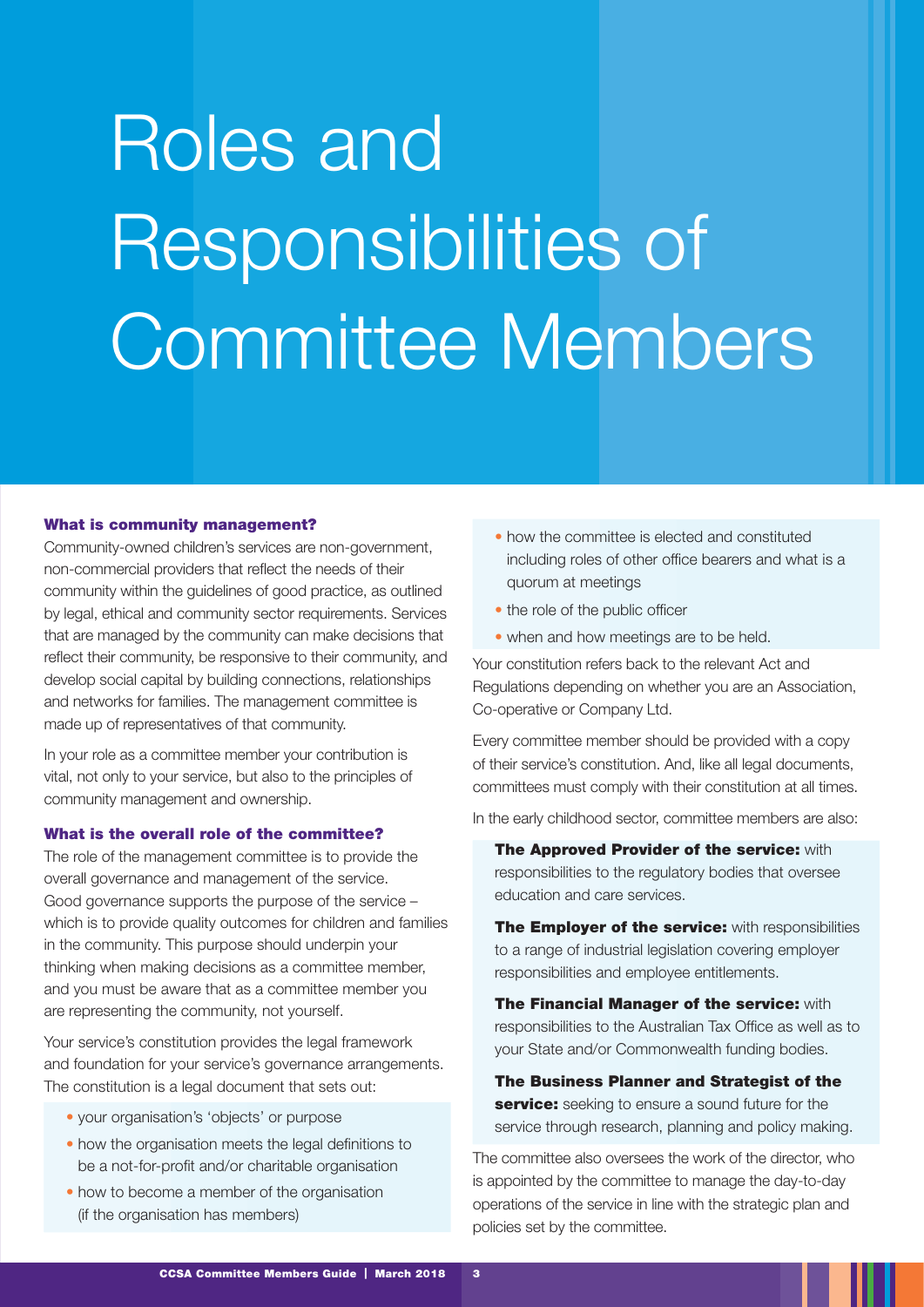# Roles and Responsibilities of Committee Members

### What is community management?

Community-owned children's services are non-government, non-commercial providers that reflect the needs of their community within the guidelines of good practice, as outlined by legal, ethical and community sector requirements. Services that are managed by the community can make decisions that reflect their community, be responsive to their community, and develop social capital by building connections, relationships and networks for families. The management committee is made up of representatives of that community.

In your role as a committee member your contribution is vital, not only to your service, but also to the principles of community management and ownership.

### What is the overall role of the committee?

The role of the management committee is to provide the overall governance and management of the service. Good governance supports the purpose of the service – which is to provide quality outcomes for children and families in the community. This purpose should underpin your thinking when making decisions as a committee member, and you must be aware that as a committee member you are representing the community, not yourself.

Your service's constitution provides the legal framework and foundation for your service's governance arrangements. The constitution is a legal document that sets out:

- your organisation's 'objects' or purpose
- how the organisation meets the legal definitions to be a not-for-profit and/or charitable organisation
- how to become a member of the organisation (if the organisation has members)
- how the committee is elected and constituted including roles of other office bearers and what is a quorum at meetings
- the role of the public officer
- when and how meetings are to be held.

Your constitution refers back to the relevant Act and Regulations depending on whether you are an Association, Co-operative or Company Ltd.

Every committee member should be provided with a copy of their service's constitution. And, like all legal documents, committees must comply with their constitution at all times.

In the early childhood sector, committee members are also:

**The Approved Provider of the service:** with responsibilities to the regulatory bodies that oversee education and care services.

**The Employer of the service:** with responsibilities to a range of industrial legislation covering employer responsibilities and employee entitlements.

**The Financial Manager of the service:** with responsibilities to the Australian Tax Office as well as to your State and/or Commonwealth funding bodies.

**The Business Planner and Strategist of the service:** seeking to ensure a sound future for the service through research, planning and policy making.

The committee also oversees the work of the director, who is appointed by the committee to manage the day-to-day operations of the service in line with the strategic plan and policies set by the committee.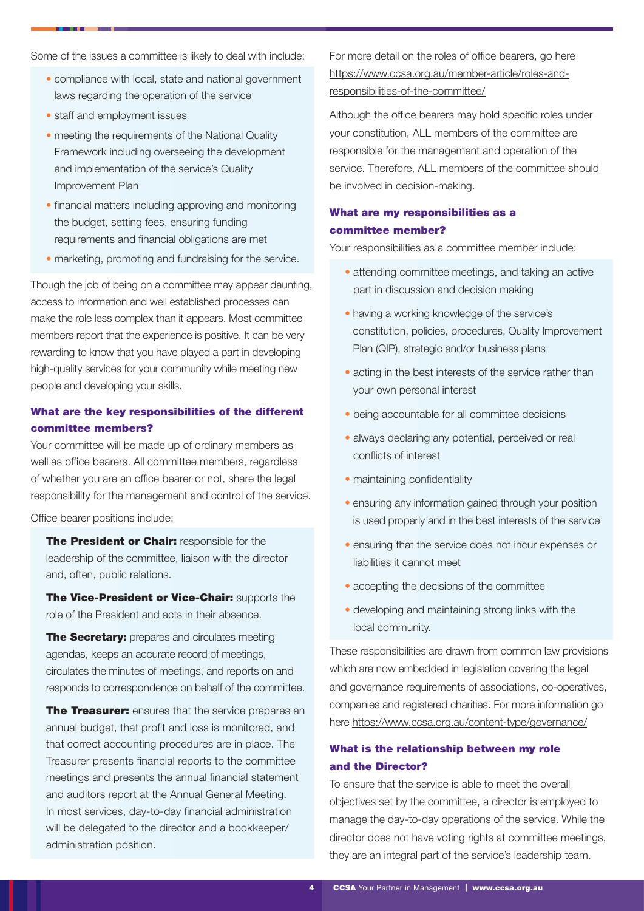Some of the issues a committee is likely to deal with include:

- compliance with local, state and national government laws regarding the operation of the service
- staff and employment issues
- meeting the requirements of the National Quality Framework including overseeing the development and implementation of the service's Quality Improvement Plan
- financial matters including approving and monitoring the budget, setting fees, ensuring funding requirements and financial obligations are met
- marketing, promoting and fundraising for the service.

Though the job of being on a committee may appear daunting, access to information and well established processes can make the role less complex than it appears. Most committee members report that the experience is positive. It can be very rewarding to know that you have played a part in developing high-quality services for your community while meeting new people and developing your skills.

### What are the key responsibilities of the different committee members?

Your committee will be made up of ordinary members as well as office bearers. All committee members, regardless of whether you are an office bearer or not, share the legal responsibility for the management and control of the service.

Office bearer positions include:

**The President or Chair:** responsible for the leadership of the committee, liaison with the director and, often, public relations.

**The Vice-President or Vice-Chair:** supports the role of the President and acts in their absence.

**The Secretary:** prepares and circulates meeting agendas, keeps an accurate record of meetings, circulates the minutes of meetings, and reports on and responds to correspondence on behalf of the committee.

**The Treasurer:** ensures that the service prepares an annual budget, that profit and loss is monitored, and that correct accounting procedures are in place. The Treasurer presents financial reports to the committee meetings and presents the annual financial statement and auditors report at the Annual General Meeting. In most services, day-to-day financial administration will be delegated to the director and a bookkeeper/ administration position.

For more detail on the roles of office bearers, go here https://www.ccsa.org.au/member-article/roles-and-responsibilities-of-the-committee/

Although the office bearers may hold specific roles under your constitution, ALL members of the committee are responsible for the management and operation of the service. Therefore, ALL members of the committee should be involved in decision-making.

### What are my responsibilities as a committee member?

Your responsibilities as a committee member include:

- attending committee meetings, and taking an active part in discussion and decision making
- having a working knowledge of the service's constitution, policies, procedures, Quality Improvement Plan (QIP), strategic and/or business plans
- acting in the best interests of the service rather than your own personal interest
- being accountable for all committee decisions
- always declaring any potential, perceived or real conflicts of interest
- maintaining confidentiality
- ensuring any information gained through your position is used properly and in the best interests of the service
- ensuring that the service does not incur expenses or liabilities it cannot meet
- accepting the decisions of the committee
- developing and maintaining strong links with the local community.

These responsibilities are drawn from common law provisions which are now embedded in legislation covering the legal and governance requirements of associations, co-operatives, companies and registered charities. For more information go here https://www.ccsa.org.au/content-type/governance/

### What is the relationship between my role and the Director?

To ensure that the service is able to meet the overall objectives set by the committee, a director is employed to manage the day-to-day operations of the service. While the director does not have voting rights at committee meetings, they are an integral part of the service's leadership team.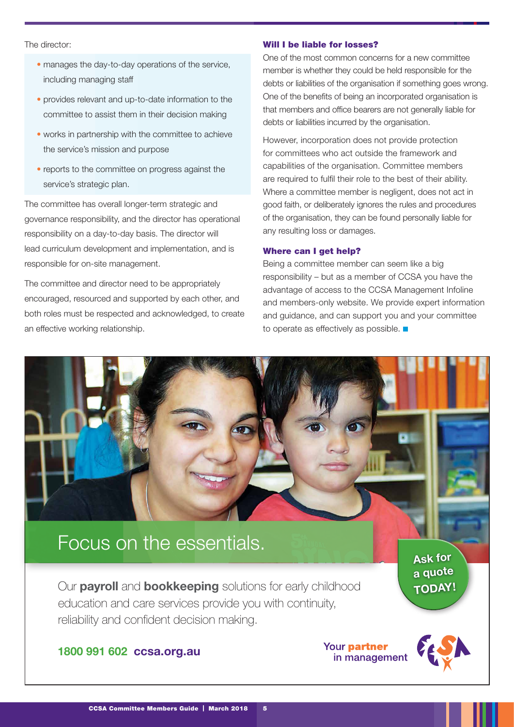The director:

- manages the day-to-day operations of the service, including managing staff
- provides relevant and up-to-date information to the committee to assist them in their decision making
- works in partnership with the committee to achieve the service's mission and purpose
- reports to the committee on progress against the service's strategic plan.

The committee has overall longer-term strategic and governance responsibility, and the director has operational responsibility on a day-to-day basis. The director will lead curriculum development and implementation, and is responsible for on-site management.

The committee and director need to be appropriately encouraged, resourced and supported by each other, and both roles must be respected and acknowledged, to create an effective working relationship.

### Will I be liable for losses?

One of the most common concerns for a new committee member is whether they could be held responsible for the debts or liabilities of the organisation if something goes wrong. One of the benefits of being an incorporated organisation is that members and office bearers are not generally liable for debts or liabilities incurred by the organisation.

However, incorporation does not provide protection for committees who act outside the framework and capabilities of the organisation. Committee members are required to fulfil their role to the best of their ability. Where a committee member is negligent, does not act in good faith, or deliberately ignores the rules and procedures of the organisation, they can be found personally liable for any resulting loss or damages.

### Where can I get help?

Being a committee member can seem like a big responsibility – but as a member of CCSA you have the advantage of access to the CCSA Management Infoline and members-only website. We provide expert information and guidance, and can support you and your committee to operate as effectively as possible.

## Focus on the essentials.

Our **payroll** and **bookkeeping** solutions for early childhood education and care services provide you with continuity, reliability and confident decision making.

**Ask for a quote TODAY!**

**1800 991 602 ccsa.org.au**

**Your partner in management**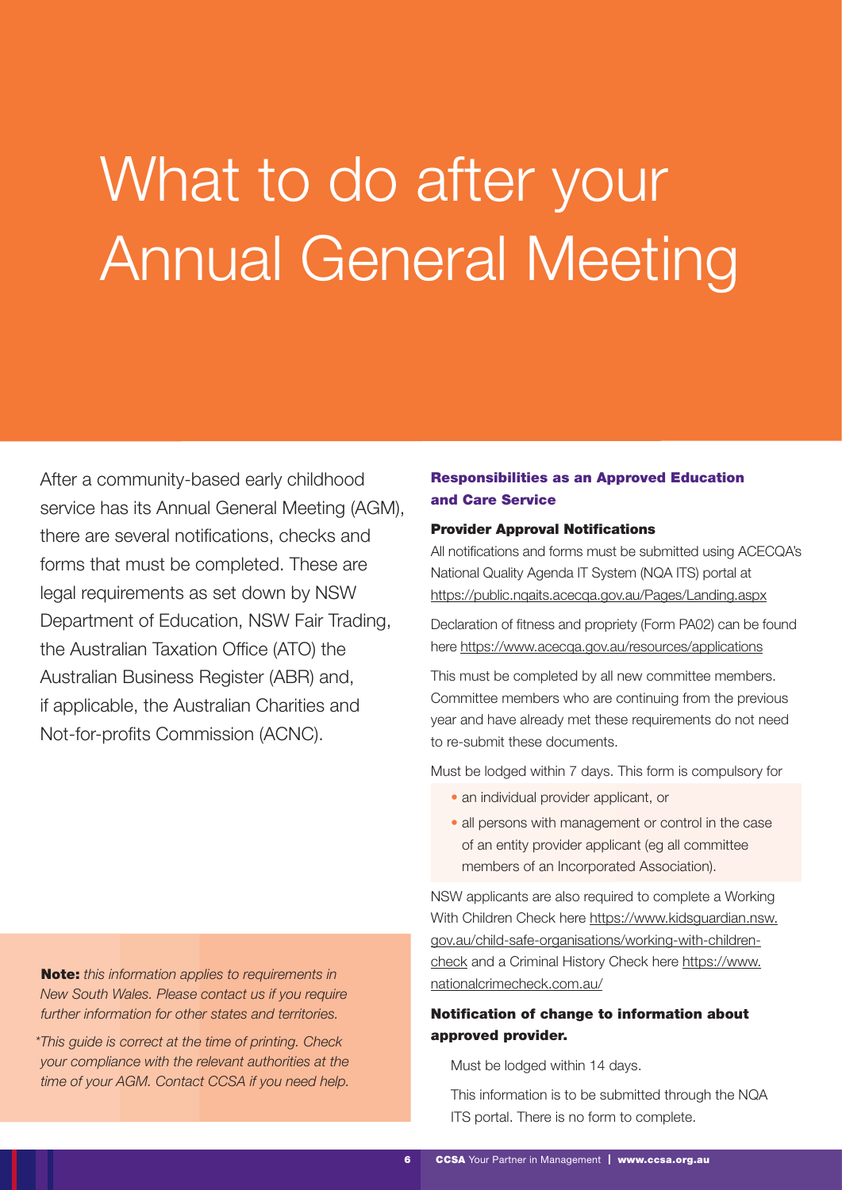# What to do after your Annual General Meeting

After a community-based early childhood service has its Annual General Meeting (AGM), there are several notifications, checks and forms that must be completed. These are legal requirements as set down by NSW Department of Education, NSW Fair Trading, the Australian Taxation Office (ATO) the Australian Business Register (ABR) and, if applicable, the Australian Charities and Not-for-profits Commission (ACNC).

**Note:** *this information applies to requirements in New South Wales. Please contact us if you require further information for other states and territories.*

*\*This guide is correct at the time of printing. Check your compliance with the relevant authorities at the time of your AGM. Contact CCSA if you need help.*

## Responsibilities as an Approved Education and Care Service

### Provider Approval Notifications

All notifications and forms must be submitted using ACECQA's National Quality Agenda IT System (NQA ITS) portal at https://public.nqaits.acecqa.gov.au/Pages/Landing.aspx

Declaration of fitness and propriety (Form PA02) can be found here https://www.acecqa.gov.au/resources/applications

This must be completed by all new committee members. Committee members who are continuing from the previous year and have already met these requirements do not need to re-submit these documents.

Must be lodged within 7 days. This form is compulsory for

- an individual provider applicant, or
- all persons with management or control in the case of an entity provider applicant (eg all committee members of an Incorporated Association).

NSW applicants are also required to complete a Working With Children Check here https://www.kidsguardian.nsw.gov.au/child-safe-organisations/working-with-children-check and a Criminal History Check here https://www.nationalcrimecheck.com.au/

### Notification of change to information about approved provider.

Must be lodged within 14 days.

This information is to be submitted through the NQA ITS portal. There is no form to complete.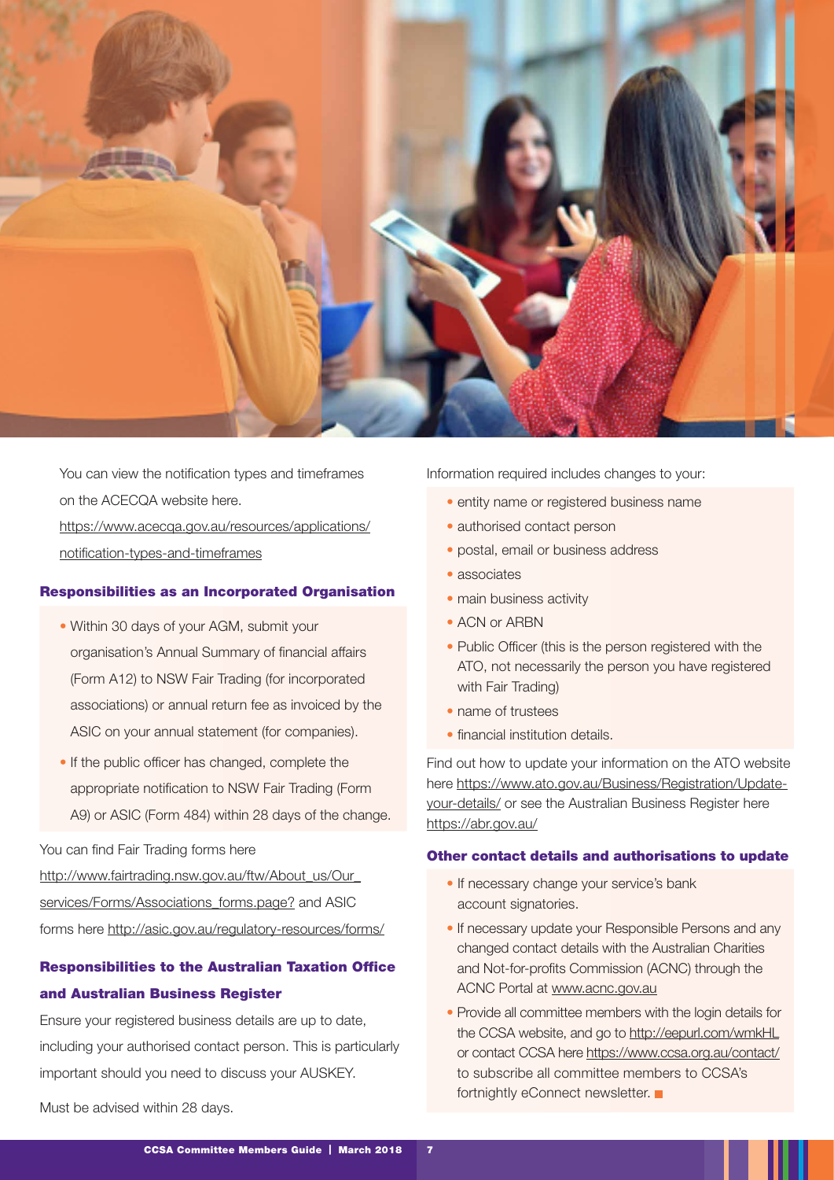You can view the notification types and timeframes on the ACECQA website here. https://www.acecqa.gov.au/resources/applications/notification-types-and-timeframes

### Responsibilities as an Incorporated Organisation

- Within 30 days of your AGM, submit your organisation's Annual Summary of financial affairs (Form A12) to NSW Fair Trading (for incorporated associations) or annual return fee as invoiced by the ASIC on your annual statement (for companies).
- If the public officer has changed, complete the appropriate notification to NSW Fair Trading (Form A9) or ASIC (Form 484) within 28 days of the change.

You can find Fair Trading forms here http://www.fairtrading.nsw.gov.au/ftw/About_us/Our_services/Forms/Associations_forms.page? and ASIC forms here http://asic.gov.au/regulatory-resources/forms/

### Responsibilities to the Australian Taxation Office and Australian Business Register

Ensure your registered business details are up to date, including your authorised contact person. This is particularly important should you need to discuss your AUSKEY.

Must be advised within 28 days.

Information required includes changes to your:

- entity name or registered business name
- authorised contact person
- postal, email or business address
- associates
- main business activity
- ACN or ARBN
- Public Officer (this is the person registered with the ATO, not necessarily the person you have registered with Fair Trading)
- name of trustees
- financial institution details.

Find out how to update your information on the ATO website here https://www.ato.gov.au/Business/Registration/Update-your-details/ or see the Australian Business Register here https://abr.gov.au/

### Other contact details and authorisations to update

- If necessary change your service's bank account signatories.
- If necessary update your Responsible Persons and any changed contact details with the Australian Charities and Not-for-profits Commission (ACNC) through the ACNC Portal at www.acnc.gov.au
- Provide all committee members with the login details for the CCSA website, and go to http://eepurl.com/wmkHL or contact CCSA here https://www.ccsa.org.au/contact/ to subscribe all committee members to CCSA's fortnightly eConnect newsletter.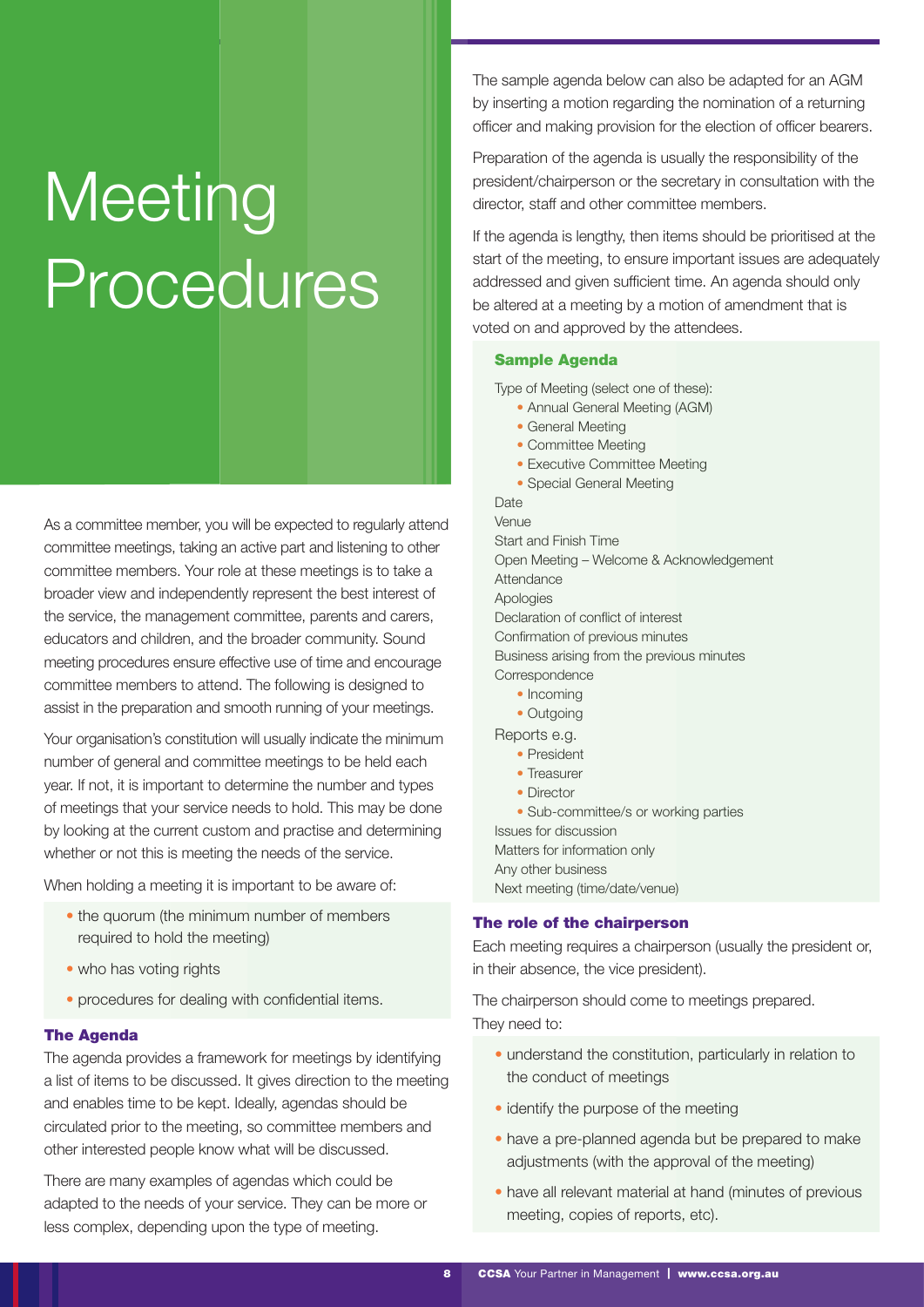# Meeting Procedures

As a committee member, you will be expected to regularly attend committee meetings, taking an active part and listening to other committee members. Your role at these meetings is to take a broader view and independently represent the best interest of the service, the management committee, parents and carers, educators and children, and the broader community. Sound meeting procedures ensure effective use of time and encourage committee members to attend. The following is designed to assist in the preparation and smooth running of your meetings.

Your organisation's constitution will usually indicate the minimum number of general and committee meetings to be held each year. If not, it is important to determine the number and types of meetings that your service needs to hold. This may be done by looking at the current custom and practise and determining whether or not this is meeting the needs of the service.

When holding a meeting it is important to be aware of:

- the quorum (the minimum number of members required to hold the meeting)
- who has voting rights
- procedures for dealing with confidential items.

### The Agenda

The agenda provides a framework for meetings by identifying a list of items to be discussed. It gives direction to the meeting and enables time to be kept. Ideally, agendas should be circulated prior to the meeting, so committee members and other interested people know what will be discussed.

There are many examples of agendas which could be adapted to the needs of your service. They can be more or less complex, depending upon the type of meeting.

The sample agenda below can also be adapted for an AGM by inserting a motion regarding the nomination of a returning officer and making provision for the election of officer bearers.

Preparation of the agenda is usually the responsibility of the president/chairperson or the secretary in consultation with the director, staff and other committee members.

If the agenda is lengthy, then items should be prioritised at the start of the meeting, to ensure important issues are adequately addressed and given sufficient time. An agenda should only be altered at a meeting by a motion of amendment that is voted on and approved by the attendees.

#### Sample Agenda

Type of Meeting (select one of these):

- Annual General Meeting (AGM)
- General Meeting
- Committee Meeting
- Executive Committee Meeting
- Special General Meeting

Date
Venue
Start and Finish Time
Open Meeting – Welcome & Acknowledgement
Attendance
Apologies
Declaration of conflict of interest
Confirmation of previous minutes
Business arising from the previous minutes
Correspondence

- Incoming
- Outgoing

Reports e.g.

- President
- Treasurer
- Director
- Sub-committee/s or working parties

Issues for discussion
Matters for information only
Any other business
Next meeting (time/date/venue)

### The role of the chairperson

Each meeting requires a chairperson (usually the president or, in their absence, the vice president).

The chairperson should come to meetings prepared. They need to:

- understand the constitution, particularly in relation to the conduct of meetings
- identify the purpose of the meeting
- have a pre-planned agenda but be prepared to make adjustments (with the approval of the meeting)
- have all relevant material at hand (minutes of previous meeting, copies of reports, etc).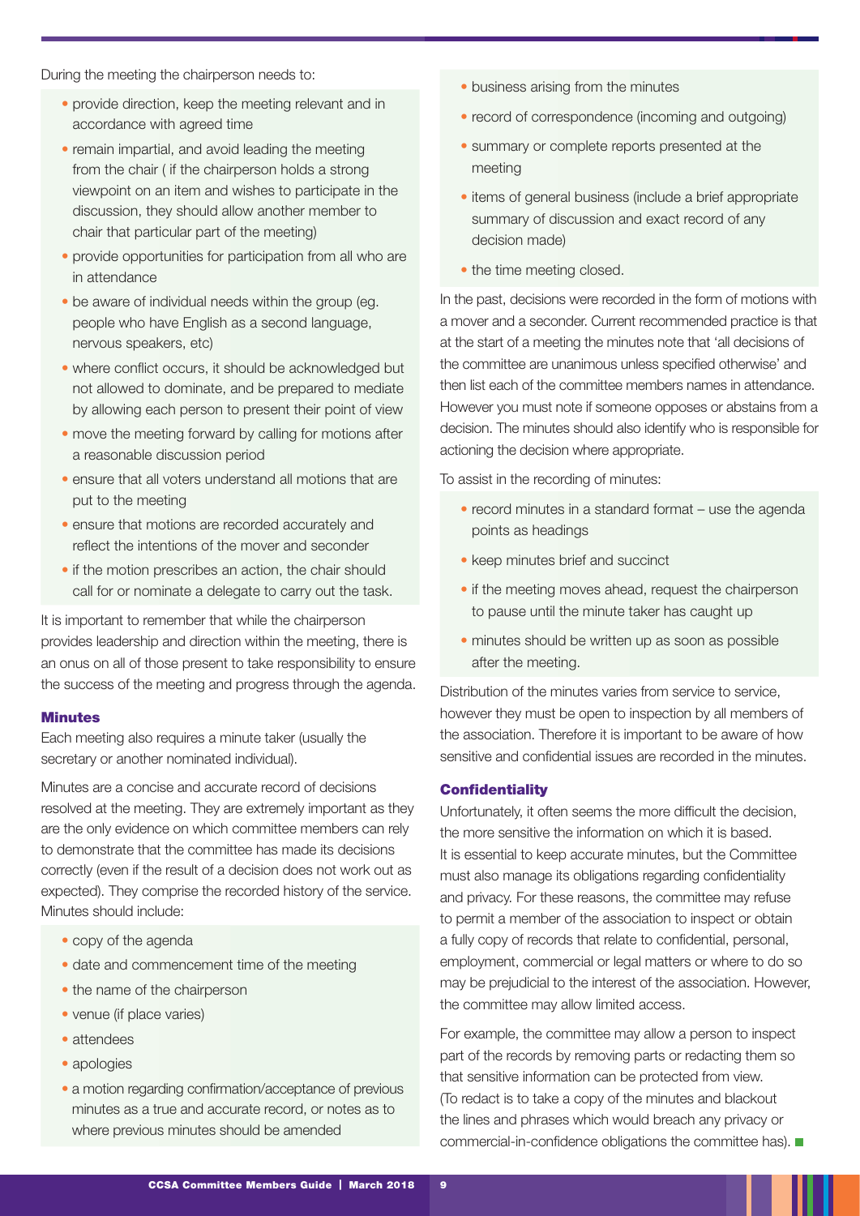During the meeting the chairperson needs to:

- provide direction, keep the meeting relevant and in accordance with agreed time
- remain impartial, and avoid leading the meeting from the chair ( if the chairperson holds a strong viewpoint on an item and wishes to participate in the discussion, they should allow another member to chair that particular part of the meeting)
- provide opportunities for participation from all who are in attendance
- be aware of individual needs within the group (eg. people who have English as a second language, nervous speakers, etc)
- where conflict occurs, it should be acknowledged but not allowed to dominate, and be prepared to mediate by allowing each person to present their point of view
- move the meeting forward by calling for motions after a reasonable discussion period
- ensure that all voters understand all motions that are put to the meeting
- ensure that motions are recorded accurately and reflect the intentions of the mover and seconder
- if the motion prescribes an action, the chair should call for or nominate a delegate to carry out the task.

It is important to remember that while the chairperson provides leadership and direction within the meeting, there is an onus on all of those present to take responsibility to ensure the success of the meeting and progress through the agenda.

### Minutes

Each meeting also requires a minute taker (usually the secretary or another nominated individual).

Minutes are a concise and accurate record of decisions resolved at the meeting. They are extremely important as they are the only evidence on which committee members can rely to demonstrate that the committee has made its decisions correctly (even if the result of a decision does not work out as expected). They comprise the recorded history of the service. Minutes should include:

- copy of the agenda
- date and commencement time of the meeting
- the name of the chairperson
- venue (if place varies)
- attendees
- apologies
- a motion regarding confirmation/acceptance of previous minutes as a true and accurate record, or notes as to where previous minutes should be amended
- business arising from the minutes
- record of correspondence (incoming and outgoing)
- summary or complete reports presented at the meeting
- items of general business (include a brief appropriate summary of discussion and exact record of any decision made)
- the time meeting closed.

In the past, decisions were recorded in the form of motions with a mover and a seconder. Current recommended practice is that at the start of a meeting the minutes note that 'all decisions of the committee are unanimous unless specified otherwise' and then list each of the committee members names in attendance. However you must note if someone opposes or abstains from a decision. The minutes should also identify who is responsible for actioning the decision where appropriate.

To assist in the recording of minutes:

- record minutes in a standard format – use the agenda points as headings
- keep minutes brief and succinct
- if the meeting moves ahead, request the chairperson to pause until the minute taker has caught up
- minutes should be written up as soon as possible after the meeting.

Distribution of the minutes varies from service to service, however they must be open to inspection by all members of the association. Therefore it is important to be aware of how sensitive and confidential issues are recorded in the minutes.

### Confidentiality

Unfortunately, it often seems the more difficult the decision, the more sensitive the information on which it is based. It is essential to keep accurate minutes, but the Committee must also manage its obligations regarding confidentiality and privacy. For these reasons, the committee may refuse to permit a member of the association to inspect or obtain a fully copy of records that relate to confidential, personal, employment, commercial or legal matters or where to do so may be prejudicial to the interest of the association. However, the committee may allow limited access.

For example, the committee may allow a person to inspect part of the records by removing parts or redacting them so that sensitive information can be protected from view. (To redact is to take a copy of the minutes and blackout the lines and phrases which would breach any privacy or commercial-in-confidence obligations the committee has).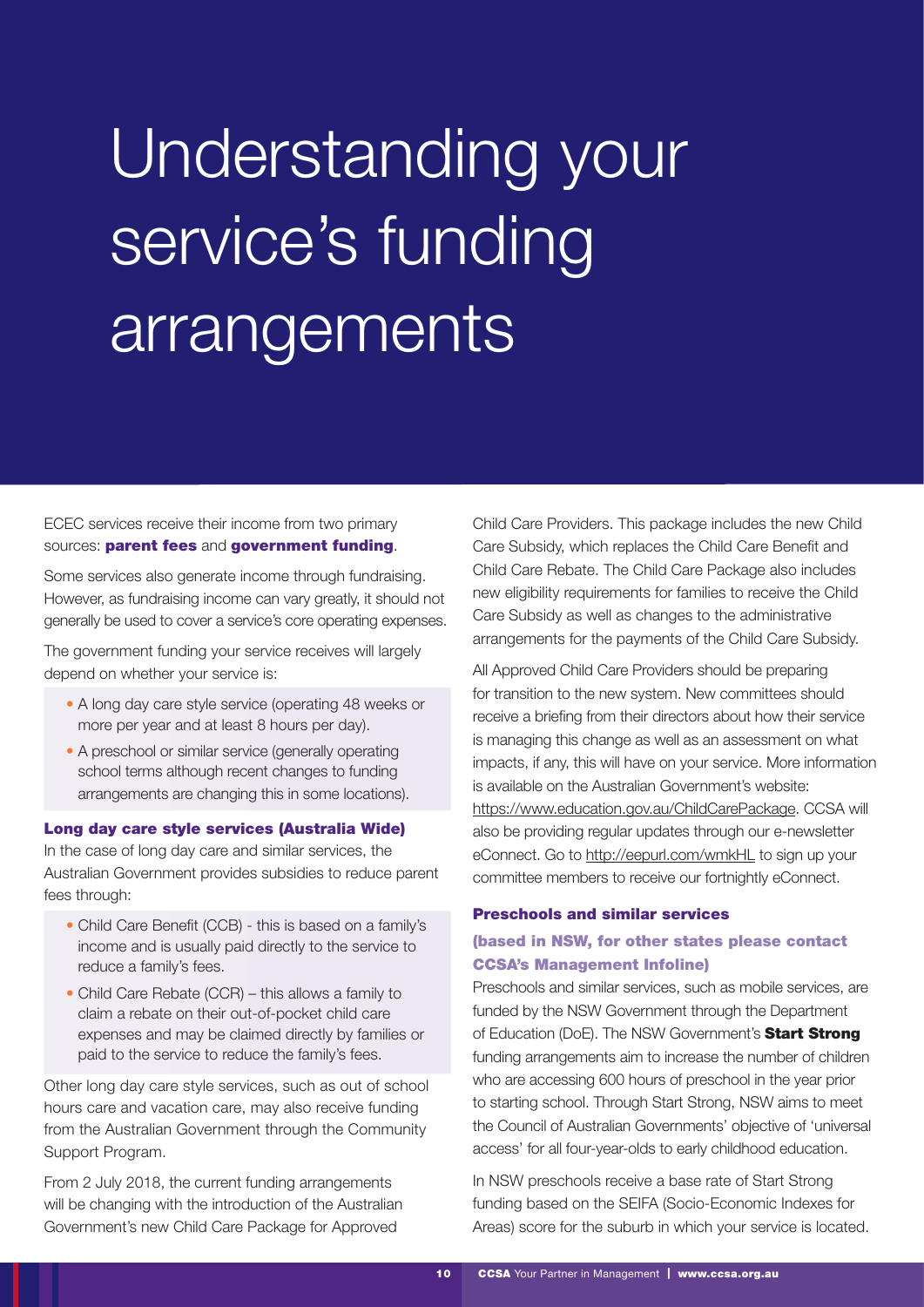# Understanding your service's funding arrangements

ECEC services receive their income from two primary sources: **parent fees** and **government funding**.

Some services also generate income through fundraising. However, as fundraising income can vary greatly, it should not generally be used to cover a service's core operating expenses.

The government funding your service receives will largely depend on whether your service is:

- A long day care style service (operating 48 weeks or more per year and at least 8 hours per day).
- A preschool or similar service (generally operating school terms although recent changes to funding arrangements are changing this in some locations).

### Long day care style services (Australia Wide)

In the case of long day care and similar services, the Australian Government provides subsidies to reduce parent fees through:

- Child Care Benefit (CCB) - this is based on a family's income and is usually paid directly to the service to reduce a family's fees.
- Child Care Rebate (CCR) – this allows a family to claim a rebate on their out-of-pocket child care expenses and may be claimed directly by families or paid to the service to reduce the family's fees.

Other long day care style services, such as out of school hours care and vacation care, may also receive funding from the Australian Government through the Community Support Program.

From 2 July 2018, the current funding arrangements will be changing with the introduction of the Australian Government's new Child Care Package for Approved Child Care Providers. This package includes the new Child Care Subsidy, which replaces the Child Care Benefit and Child Care Rebate. The Child Care Package also includes new eligibility requirements for families to receive the Child Care Subsidy as well as changes to the administrative arrangements for the payments of the Child Care Subsidy.

All Approved Child Care Providers should be preparing for transition to the new system. New committees should receive a briefing from their directors about how their service is managing this change as well as an assessment on what impacts, if any, this will have on your service. More information is available on the Australian Government's website: https://www.education.gov.au/ChildCarePackage. CCSA will also be providing regular updates through our e-newsletter eConnect. Go to http://eepurl.com/wmkHL to sign up your committee members to receive our fortnightly eConnect.

### Preschools and similar services

#### (based in NSW, for other states please contact CCSA's Management Infoline)

Preschools and similar services, such as mobile services, are funded by the NSW Government through the Department of Education (DoE). The NSW Government's **Start Strong** funding arrangements aim to increase the number of children who are accessing 600 hours of preschool in the year prior to starting school. Through Start Strong, NSW aims to meet the Council of Australian Governments' objective of 'universal access' for all four-year-olds to early childhood education.

In NSW preschools receive a base rate of Start Strong funding based on the SEIFA (Socio-Economic Indexes for Areas) score for the suburb in which your service is located.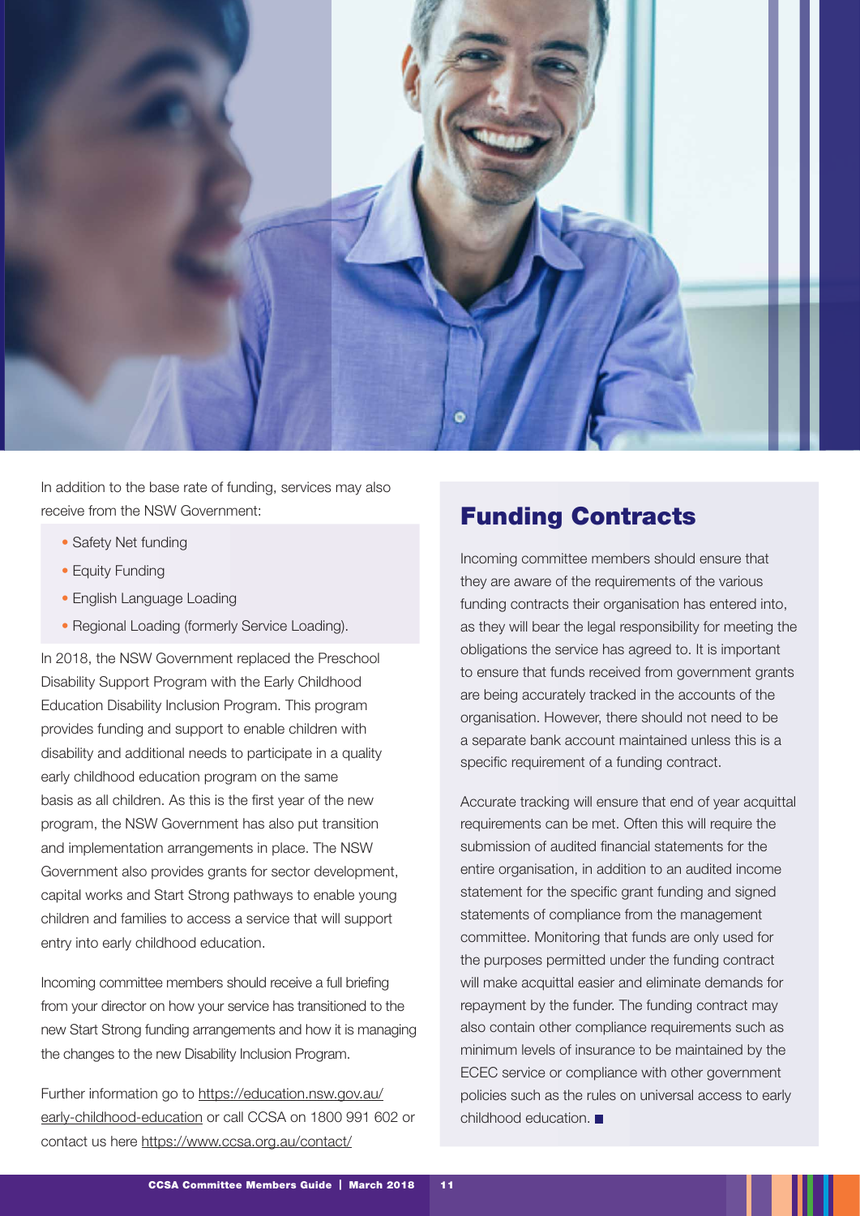In addition to the base rate of funding, services may also receive from the NSW Government:

- Safety Net funding
- Equity Funding
- English Language Loading
- Regional Loading (formerly Service Loading).

In 2018, the NSW Government replaced the Preschool Disability Support Program with the Early Childhood Education Disability Inclusion Program. This program provides funding and support to enable children with disability and additional needs to participate in a quality early childhood education program on the same basis as all children. As this is the first year of the new program, the NSW Government has also put transition and implementation arrangements in place. The NSW Government also provides grants for sector development, capital works and Start Strong pathways to enable young children and families to access a service that will support entry into early childhood education.

Incoming committee members should receive a full briefing from your director on how your service has transitioned to the new Start Strong funding arrangements and how it is managing the changes to the new Disability Inclusion Program.

Further information go to https://education.nsw.gov.au/early-childhood-education or call CCSA on 1800 991 602 or contact us here https://www.ccsa.org.au/contact/

## Funding Contracts

Incoming committee members should ensure that they are aware of the requirements of the various funding contracts their organisation has entered into, as they will bear the legal responsibility for meeting the obligations the service has agreed to. It is important to ensure that funds received from government grants are being accurately tracked in the accounts of the organisation. However, there should not need to be a separate bank account maintained unless this is a specific requirement of a funding contract.

Accurate tracking will ensure that end of year acquittal requirements can be met. Often this will require the submission of audited financial statements for the entire organisation, in addition to an audited income statement for the specific grant funding and signed statements of compliance from the management committee. Monitoring that funds are only used for the purposes permitted under the funding contract will make acquittal easier and eliminate demands for repayment by the funder. The funding contract may also contain other compliance requirements such as minimum levels of insurance to be maintained by the ECEC service or compliance with other government policies such as the rules on universal access to early childhood education.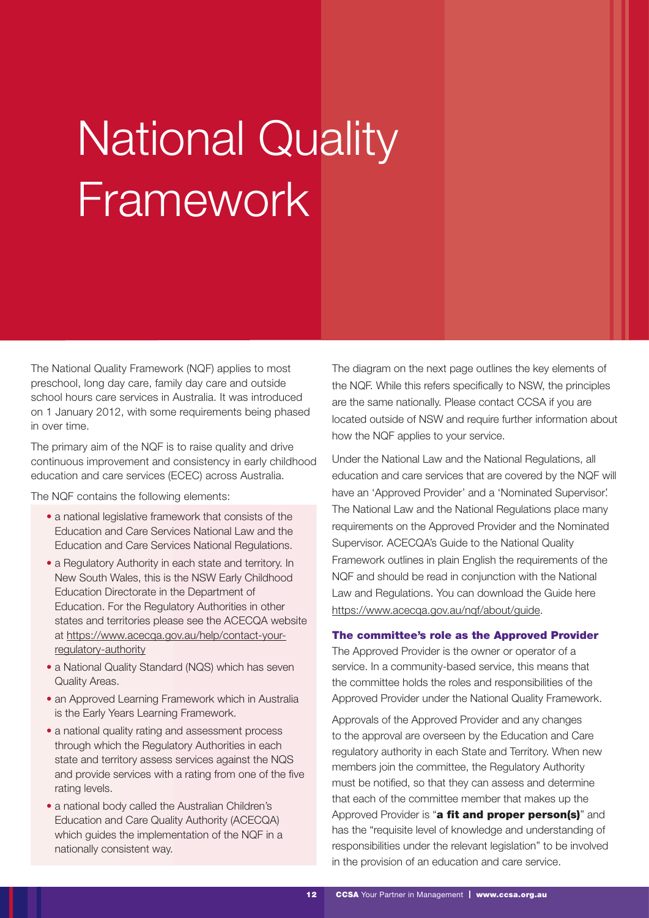# National Quality Framework

The National Quality Framework (NQF) applies to most preschool, long day care, family day care and outside school hours care services in Australia. It was introduced on 1 January 2012, with some requirements being phased in over time.

The primary aim of the NQF is to raise quality and drive continuous improvement and consistency in early childhood education and care services (ECEC) across Australia.

The NQF contains the following elements:

- a national legislative framework that consists of the Education and Care Services National Law and the Education and Care Services National Regulations.
- a Regulatory Authority in each state and territory. In New South Wales, this is the NSW Early Childhood Education Directorate in the Department of Education. For the Regulatory Authorities in other states and territories please see the ACECQA website at https://www.acecqa.gov.au/help/contact-your-regulatory-authority
- a National Quality Standard (NQS) which has seven Quality Areas.
- an Approved Learning Framework which in Australia is the Early Years Learning Framework.
- a national quality rating and assessment process through which the Regulatory Authorities in each state and territory assess services against the NQS and provide services with a rating from one of the five rating levels.
- a national body called the Australian Children's Education and Care Quality Authority (ACECQA) which guides the implementation of the NQF in a nationally consistent way.

The diagram on the next page outlines the key elements of the NQF. While this refers specifically to NSW, the principles are the same nationally. Please contact CCSA if you are located outside of NSW and require further information about how the NQF applies to your service.

Under the National Law and the National Regulations, all education and care services that are covered by the NQF will have an 'Approved Provider' and a 'Nominated Supervisor'. The National Law and the National Regulations place many requirements on the Approved Provider and the Nominated Supervisor. ACECQA's Guide to the National Quality Framework outlines in plain English the requirements of the NQF and should be read in conjunction with the National Law and Regulations. You can download the Guide here https://www.acecqa.gov.au/nqf/about/guide.

### The committee's role as the Approved Provider

The Approved Provider is the owner or operator of a service. In a community-based service, this means that the committee holds the roles and responsibilities of the Approved Provider under the National Quality Framework.

Approvals of the Approved Provider and any changes to the approval are overseen by the Education and Care regulatory authority in each State and Territory. When new members join the committee, the Regulatory Authority must be notified, so that they can assess and determine that each of the committee member that makes up the Approved Provider is "**a fit and proper person(s)**" and has the "requisite level of knowledge and understanding of responsibilities under the relevant legislation" to be involved in the provision of an education and care service.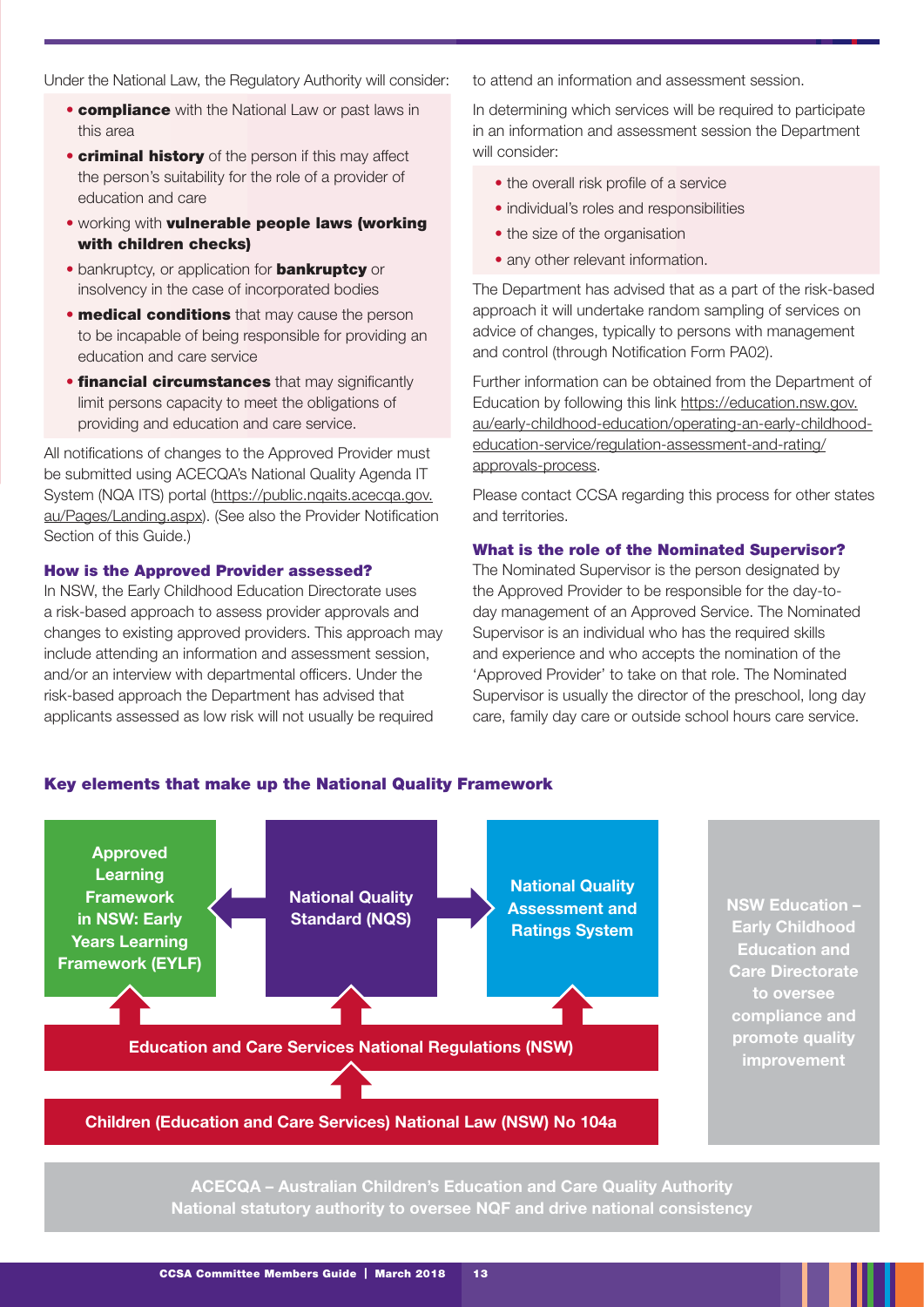Under the National Law, the Regulatory Authority will consider:

- **compliance** with the National Law or past laws in this area
- **criminal history** of the person if this may affect the person's suitability for the role of a provider of education and care
- working with **vulnerable people laws (working with children checks)**
- bankruptcy, or application for **bankruptcy** or insolvency in the case of incorporated bodies
- **medical conditions** that may cause the person to be incapable of being responsible for providing an education and care service
- **financial circumstances** that may significantly limit persons capacity to meet the obligations of providing and education and care service.

All notifications of changes to the Approved Provider must be submitted using ACECQA's National Quality Agenda IT System (NQA ITS) portal (https://public.nqaits.acecqa.gov.au/Pages/Landing.aspx). (See also the Provider Notification Section of this Guide.)

### How is the Approved Provider assessed?

In NSW, the Early Childhood Education Directorate uses a risk-based approach to assess provider approvals and changes to existing approved providers. This approach may include attending an information and assessment session, and/or an interview with departmental officers. Under the risk-based approach the Department has advised that applicants assessed as low risk will not usually be required to attend an information and assessment session.

In determining which services will be required to participate in an information and assessment session the Department will consider:

- the overall risk profile of a service
- individual's roles and responsibilities
- the size of the organisation
- any other relevant information.

The Department has advised that as a part of the risk-based approach it will undertake random sampling of services on advice of changes, typically to persons with management and control (through Notification Form PA02).

Further information can be obtained from the Department of Education by following this link https://education.nsw.gov.au/early-childhood-education/operating-an-early-childhood-education-service/regulation-assessment-and-rating/approvals-process.

Please contact CCSA regarding this process for other states and territories.

### What is the role of the Nominated Supervisor?

The Nominated Supervisor is the person designated by the Approved Provider to be responsible for the day-to-day management of an Approved Service. The Nominated Supervisor is an individual who has the required skills and experience and who accepts the nomination of the 'Approved Provider' to take on that role. The Nominated Supervisor is usually the director of the preschool, long day care, family day care or outside school hours care service.

### Key elements that make up the National Quality Framework

- Approved Learning Framework in NSW: Early Years Learning Framework (EYLF)
- National Quality Standard (NQS)
- National Quality Assessment and Ratings System
- Education and Care Services National Regulations (NSW)
- Children (Education and Care Services) National Law (NSW) No 104a
- NSW Education – Early Childhood Education and Care Directorate to oversee compliance and promote quality improvement

ACECQA – Australian Children's Education and Care Quality Authority
National statutory authority to oversee NQF and drive national consistency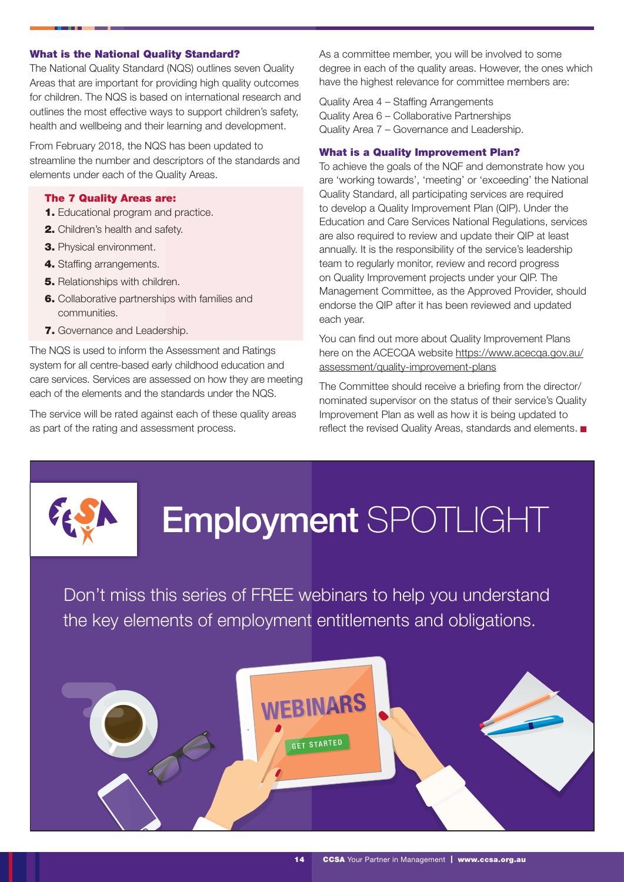### What is the National Quality Standard?

The National Quality Standard (NQS) outlines seven Quality Areas that are important for providing high quality outcomes for children. The NQS is based on international research and outlines the most effective ways to support children's safety, health and wellbeing and their learning and development.

From February 2018, the NQS has been updated to streamline the number and descriptors of the standards and elements under each of the Quality Areas.

**The 7 Quality Areas are:**

1. Educational program and practice.
2. Children's health and safety.
3. Physical environment.
4. Staffing arrangements.
5. Relationships with children.
6. Collaborative partnerships with families and communities.
7. Governance and Leadership.

The NQS is used to inform the Assessment and Ratings system for all centre-based early childhood education and care services. Services are assessed on how they are meeting each of the elements and the standards under the NQS.

The service will be rated against each of these quality areas as part of the rating and assessment process.

As a committee member, you will be involved to some degree in each of the quality areas. However, the ones which have the highest relevance for committee members are:

Quality Area 4 – Staffing Arrangements
Quality Area 6 – Collaborative Partnerships
Quality Area 7 – Governance and Leadership.

### What is a Quality Improvement Plan?

To achieve the goals of the NQF and demonstrate how you are 'working towards', 'meeting' or 'exceeding' the National Quality Standard, all participating services are required to develop a Quality Improvement Plan (QIP). Under the Education and Care Services National Regulations, services are also required to review and update their QIP at least annually. It is the responsibility of the service's leadership team to regularly monitor, review and record progress on Quality Improvement projects under your QIP. The Management Committee, as the Approved Provider, should endorse the QIP after it has been reviewed and updated each year.

You can find out more about Quality Improvement Plans here on the ACECQA website https://www.acecqa.gov.au/assessment/quality-improvement-plans

The Committee should receive a briefing from the director/nominated supervisor on the status of their service's Quality Improvement Plan as well as how it is being updated to reflect the revised Quality Areas, standards and elements.

## Employment SPOTLIGHT

Don't miss this series of FREE webinars to help you understand the key elements of employment entitlements and obligations.

WEBINARS

GET STARTED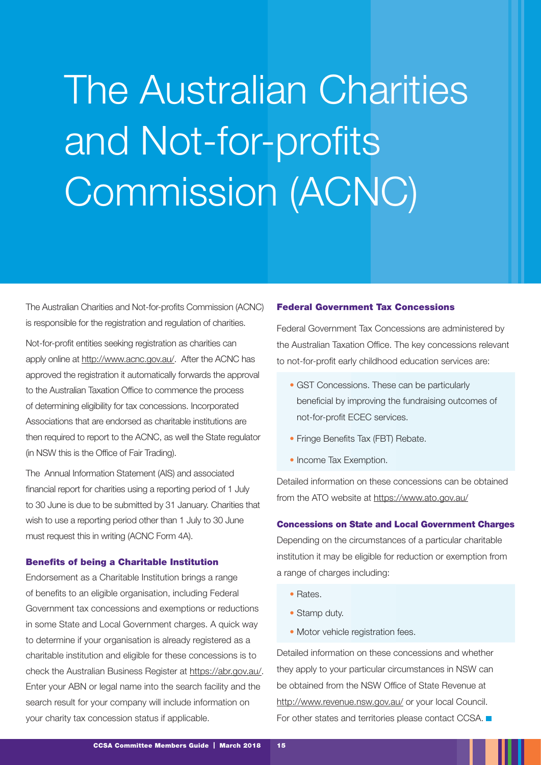# The Australian Charities and Not-for-profits Commission (ACNC)

The Australian Charities and Not-for-profits Commission (ACNC) is responsible for the registration and regulation of charities.

Not-for-profit entities seeking registration as charities can apply online at http://www.acnc.gov.au/. After the ACNC has approved the registration it automatically forwards the approval to the Australian Taxation Office to commence the process of determining eligibility for tax concessions. Incorporated Associations that are endorsed as charitable institutions are then required to report to the ACNC, as well the State regulator (in NSW this is the Office of Fair Trading).

The Annual Information Statement (AIS) and associated financial report for charities using a reporting period of 1 July to 30 June is due to be submitted by 31 January. Charities that wish to use a reporting period other than 1 July to 30 June must request this in writing (ACNC Form 4A).

### Benefits of being a Charitable Institution

Endorsement as a Charitable Institution brings a range of benefits to an eligible organisation, including Federal Government tax concessions and exemptions or reductions in some State and Local Government charges. A quick way to determine if your organisation is already registered as a charitable institution and eligible for these concessions is to check the Australian Business Register at https://abr.gov.au/. Enter your ABN or legal name into the search facility and the search result for your company will include information on your charity tax concession status if applicable.

### Federal Government Tax Concessions

Federal Government Tax Concessions are administered by the Australian Taxation Office. The key concessions relevant to not-for-profit early childhood education services are:

- GST Concessions. These can be particularly beneficial by improving the fundraising outcomes of not-for-profit ECEC services.
- Fringe Benefits Tax (FBT) Rebate.
- Income Tax Exemption.

Detailed information on these concessions can be obtained from the ATO website at https://www.ato.gov.au/

### Concessions on State and Local Government Charges

Depending on the circumstances of a particular charitable institution it may be eligible for reduction or exemption from a range of charges including:

- Rates.
- Stamp duty.
- Motor vehicle registration fees.

Detailed information on these concessions and whether they apply to your particular circumstances in NSW can be obtained from the NSW Office of State Revenue at http://www.revenue.nsw.gov.au/ or your local Council. For other states and territories please contact CCSA.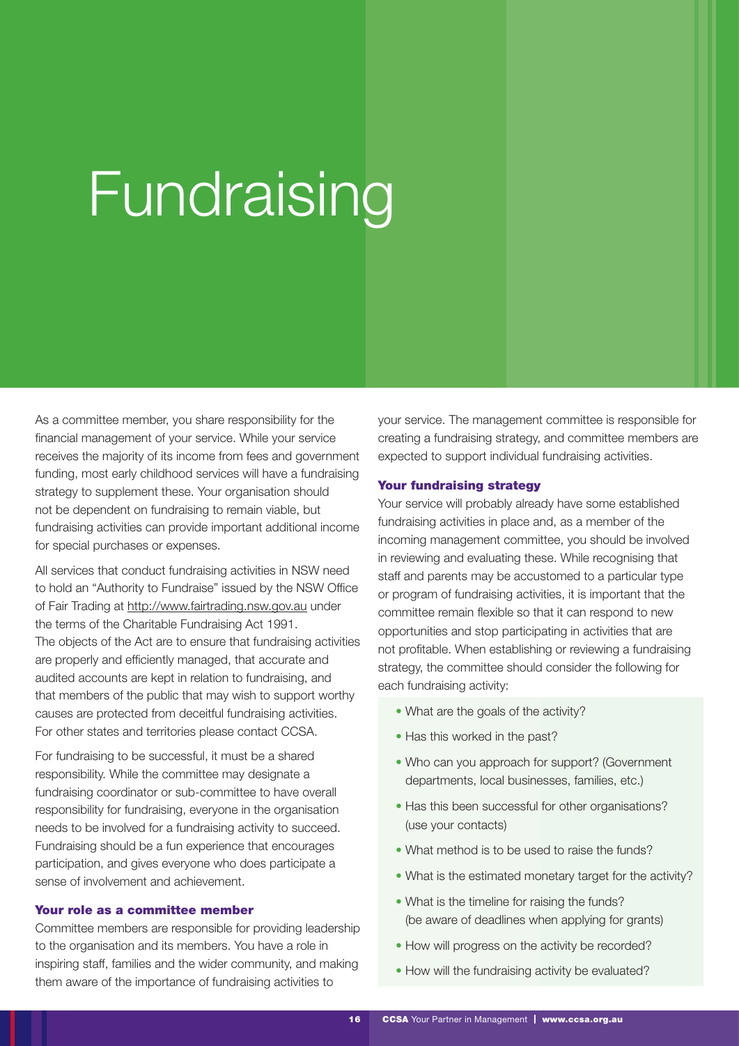# Fundraising

As a committee member, you share responsibility for the financial management of your service. While your service receives the majority of its income from fees and government funding, most early childhood services will have a fundraising strategy to supplement these. Your organisation should not be dependent on fundraising to remain viable, but fundraising activities can provide important additional income for special purchases or expenses.

All services that conduct fundraising activities in NSW need to hold an "Authority to Fundraise" issued by the NSW Office of Fair Trading at http://www.fairtrading.nsw.gov.au under the terms of the Charitable Fundraising Act 1991. The objects of the Act are to ensure that fundraising activities are properly and efficiently managed, that accurate and audited accounts are kept in relation to fundraising, and that members of the public that may wish to support worthy causes are protected from deceitful fundraising activities. For other states and territories please contact CCSA.

For fundraising to be successful, it must be a shared responsibility. While the committee may designate a fundraising coordinator or sub-committee to have overall responsibility for fundraising, everyone in the organisation needs to be involved for a fundraising activity to succeed. Fundraising should be a fun experience that encourages participation, and gives everyone who does participate a sense of involvement and achievement.

### Your role as a committee member

Committee members are responsible for providing leadership to the organisation and its members. You have a role in inspiring staff, families and the wider community, and making them aware of the importance of fundraising activities to your service. The management committee is responsible for creating a fundraising strategy, and committee members are expected to support individual fundraising activities.

### Your fundraising strategy

Your service will probably already have some established fundraising activities in place and, as a member of the incoming management committee, you should be involved in reviewing and evaluating these. While recognising that staff and parents may be accustomed to a particular type or program of fundraising activities, it is important that the committee remain flexible so that it can respond to new opportunities and stop participating in activities that are not profitable. When establishing or reviewing a fundraising strategy, the committee should consider the following for each fundraising activity:

- What are the goals of the activity?
- Has this worked in the past?
- Who can you approach for support? (Government departments, local businesses, families, etc.)
- Has this been successful for other organisations? (use your contacts)
- What method is to be used to raise the funds?
- What is the estimated monetary target for the activity?
- What is the timeline for raising the funds? (be aware of deadlines when applying for grants)
- How will progress on the activity be recorded?
- How will the fundraising activity be evaluated?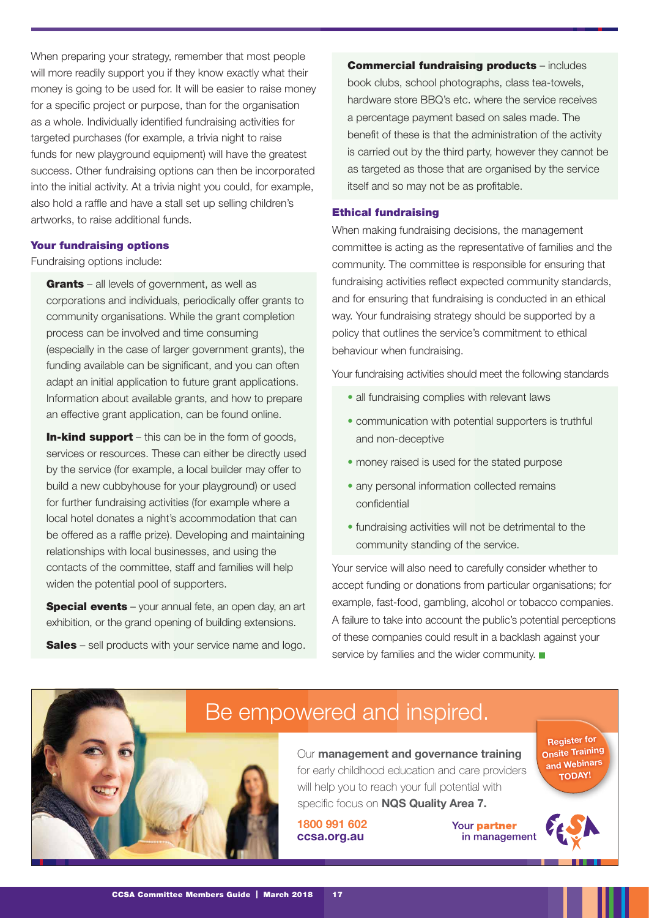When preparing your strategy, remember that most people will more readily support you if they know exactly what their money is going to be used for. It will be easier to raise money for a specific project or purpose, than for the organisation as a whole. Individually identified fundraising activities for targeted purchases (for example, a trivia night to raise funds for new playground equipment) will have the greatest success. Other fundraising options can then be incorporated into the initial activity. At a trivia night you could, for example, also hold a raffle and have a stall set up selling children's artworks, to raise additional funds.

### Your fundraising options

Fundraising options include:

**Grants** – all levels of government, as well as corporations and individuals, periodically offer grants to community organisations. While the grant completion process can be involved and time consuming (especially in the case of larger government grants), the funding available can be significant, and you can often adapt an initial application to future grant applications. Information about available grants, and how to prepare an effective grant application, can be found online.

**In-kind support** – this can be in the form of goods, services or resources. These can either be directly used by the service (for example, a local builder may offer to build a new cubbyhouse for your playground) or used for further fundraising activities (for example where a local hotel donates a night's accommodation that can be offered as a raffle prize). Developing and maintaining relationships with local businesses, and using the contacts of the committee, staff and families will help widen the potential pool of supporters.

**Special events** – your annual fete, an open day, an art exhibition, or the grand opening of building extensions.

**Sales** – sell products with your service name and logo.

**Commercial fundraising products** – includes book clubs, school photographs, class tea-towels, hardware store BBQ's etc. where the service receives a percentage payment based on sales made. The benefit of these is that the administration of the activity is carried out by the third party, however they cannot be as targeted as those that are organised by the service itself and so may not be as profitable.

### Ethical fundraising

When making fundraising decisions, the management committee is acting as the representative of families and the community. The committee is responsible for ensuring that fundraising activities reflect expected community standards, and for ensuring that fundraising is conducted in an ethical way. Your fundraising strategy should be supported by a policy that outlines the service's commitment to ethical behaviour when fundraising.

Your fundraising activities should meet the following standards

- all fundraising complies with relevant laws
- communication with potential supporters is truthful and non-deceptive
- money raised is used for the stated purpose
- any personal information collected remains confidential
- fundraising activities will not be detrimental to the community standing of the service.

Your service will also need to carefully consider whether to accept funding or donations from particular organisations; for example, fast-food, gambling, alcohol or tobacco companies. A failure to take into account the public's potential perceptions of these companies could result in a backlash against your service by families and the wider community.

## Be empowered and inspired.

Our **management and governance training** for early childhood education and care providers will help you to reach your full potential with specific focus on **NQS Quality Area 7.**

**1800 991 602**
**ccsa.org.au**

Register for Onsite Training and Webinars TODAY!

Your **partner** in management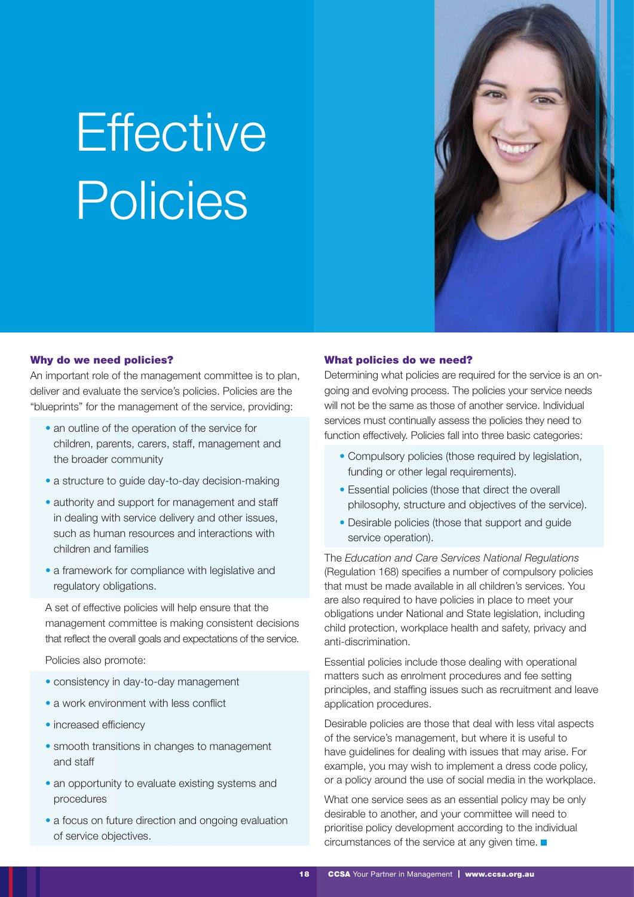# Effective Policies

## Why do we need policies?

An important role of the management committee is to plan, deliver and evaluate the service's policies. Policies are the "blueprints" for the management of the service, providing:

- an outline of the operation of the service for children, parents, carers, staff, management and the broader community
- a structure to guide day-to-day decision-making
- authority and support for management and staff in dealing with service delivery and other issues, such as human resources and interactions with children and families
- a framework for compliance with legislative and regulatory obligations.

A set of effective policies will help ensure that the management committee is making consistent decisions that reflect the overall goals and expectations of the service.

Policies also promote:

- consistency in day-to-day management
- a work environment with less conflict
- increased efficiency
- smooth transitions in changes to management and staff
- an opportunity to evaluate existing systems and procedures
- a focus on future direction and ongoing evaluation of service objectives.

## What policies do we need?

Determining what policies are required for the service is an on-going and evolving process. The policies your service needs will not be the same as those of another service. Individual services must continually assess the policies they need to function effectively. Policies fall into three basic categories:

- Compulsory policies (those required by legislation, funding or other legal requirements).
- Essential policies (those that direct the overall philosophy, structure and objectives of the service).
- Desirable policies (those that support and guide service operation).

The *Education and Care Services National Regulations* (Regulation 168) specifies a number of compulsory policies that must be made available in all children's services. You are also required to have policies in place to meet your obligations under National and State legislation, including child protection, workplace health and safety, privacy and anti-discrimination.

Essential policies include those dealing with operational matters such as enrolment procedures and fee setting principles, and staffing issues such as recruitment and leave application procedures.

Desirable policies are those that deal with less vital aspects of the service's management, but where it is useful to have guidelines for dealing with issues that may arise. For example, you may wish to implement a dress code policy, or a policy around the use of social media in the workplace.

What one service sees as an essential policy may be only desirable to another, and your committee will need to prioritise policy development according to the individual circumstances of the service at any given time.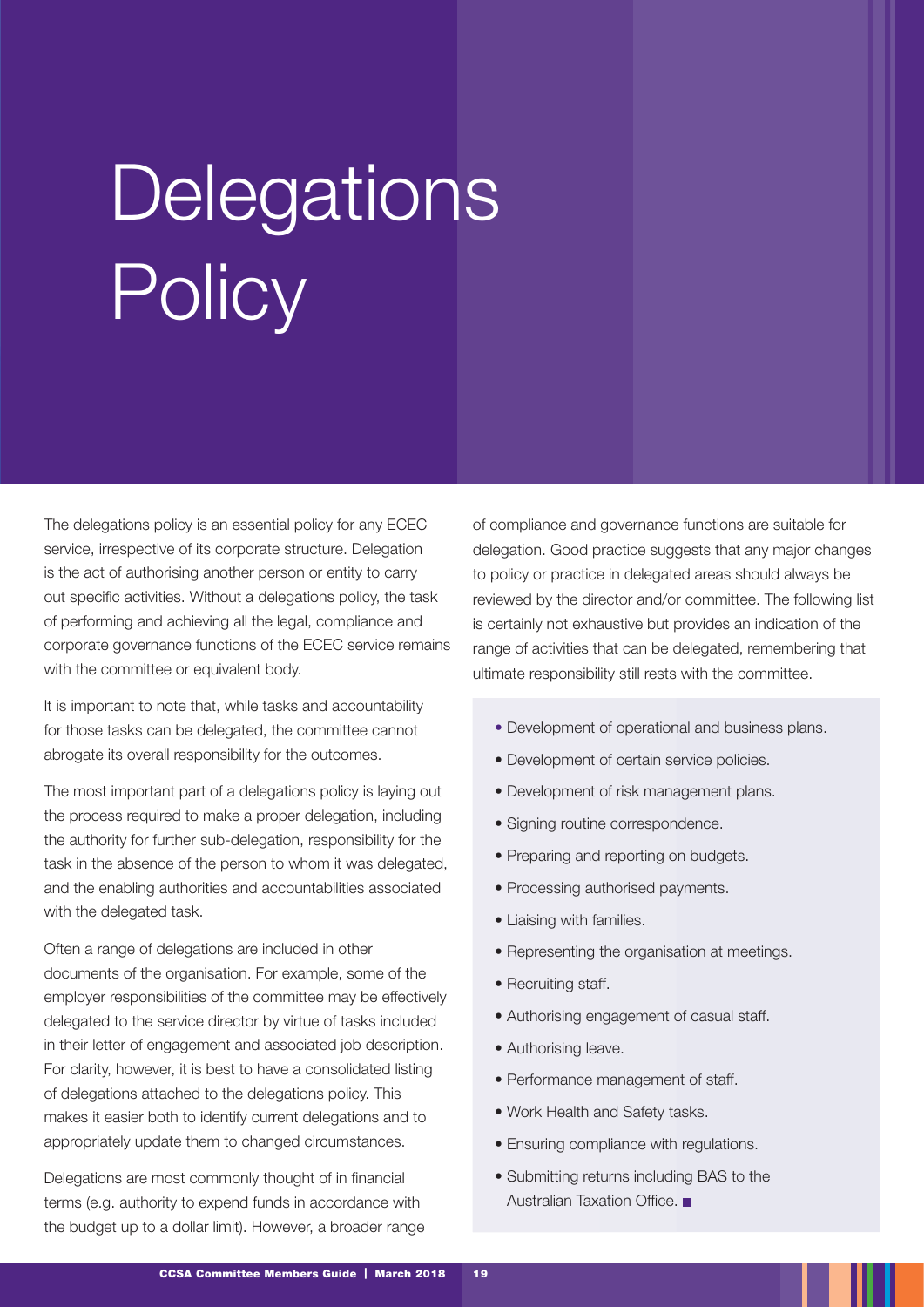# Delegations Policy

The delegations policy is an essential policy for any ECEC service, irrespective of its corporate structure. Delegation is the act of authorising another person or entity to carry out specific activities. Without a delegations policy, the task of performing and achieving all the legal, compliance and corporate governance functions of the ECEC service remains with the committee or equivalent body.

It is important to note that, while tasks and accountability for those tasks can be delegated, the committee cannot abrogate its overall responsibility for the outcomes.

The most important part of a delegations policy is laying out the process required to make a proper delegation, including the authority for further sub-delegation, responsibility for the task in the absence of the person to whom it was delegated, and the enabling authorities and accountabilities associated with the delegated task.

Often a range of delegations are included in other documents of the organisation. For example, some of the employer responsibilities of the committee may be effectively delegated to the service director by virtue of tasks included in their letter of engagement and associated job description. For clarity, however, it is best to have a consolidated listing of delegations attached to the delegations policy. This makes it easier both to identify current delegations and to appropriately update them to changed circumstances.

Delegations are most commonly thought of in financial terms (e.g. authority to expend funds in accordance with the budget up to a dollar limit). However, a broader range of compliance and governance functions are suitable for delegation. Good practice suggests that any major changes to policy or practice in delegated areas should always be reviewed by the director and/or committee. The following list is certainly not exhaustive but provides an indication of the range of activities that can be delegated, remembering that ultimate responsibility still rests with the committee.

- Development of operational and business plans.
- Development of certain service policies.
- Development of risk management plans.
- Signing routine correspondence.
- Preparing and reporting on budgets.
- Processing authorised payments.
- Liaising with families.
- Representing the organisation at meetings.
- Recruiting staff.
- Authorising engagement of casual staff.
- Authorising leave.
- Performance management of staff.
- Work Health and Safety tasks.
- Ensuring compliance with regulations.
- Submitting returns including BAS to the Australian Taxation Office.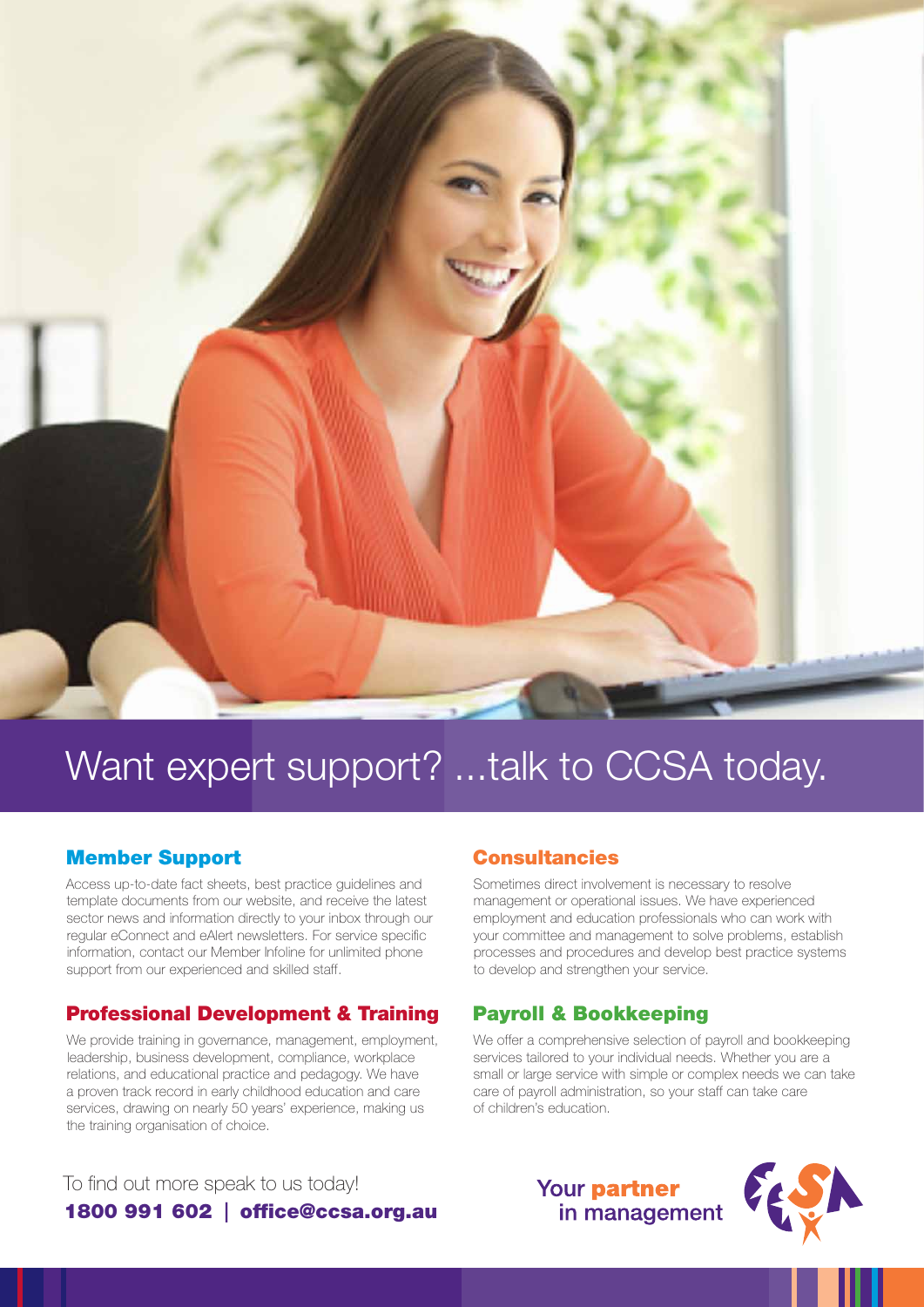# Want expert support? ...talk to CCSA today.

## Member Support

Access up-to-date fact sheets, best practice guidelines and template documents from our website, and receive the latest sector news and information directly to your inbox through our regular eConnect and eAlert newsletters. For service specific information, contact our Member Infoline for unlimited phone support from our experienced and skilled staff.

## Professional Development & Training

We provide training in governance, management, employment, leadership, business development, compliance, workplace relations, and educational practice and pedagogy. We have a proven track record in early childhood education and care services, drawing on nearly 50 years' experience, making us the training organisation of choice.

## Consultancies

Sometimes direct involvement is necessary to resolve management or operational issues. We have experienced employment and education professionals who can work with your committee and management to solve problems, establish processes and procedures and develop best practice systems to develop and strengthen your service.

## Payroll & Bookkeeping

We offer a comprehensive selection of payroll and bookkeeping services tailored to your individual needs. Whether you are a small or large service with simple or complex needs we can take care of payroll administration, so your staff can take care of children's education.

To find out more speak to us today!

**1800 991 602 | office@ccsa.org.au**

Your **partner** in management